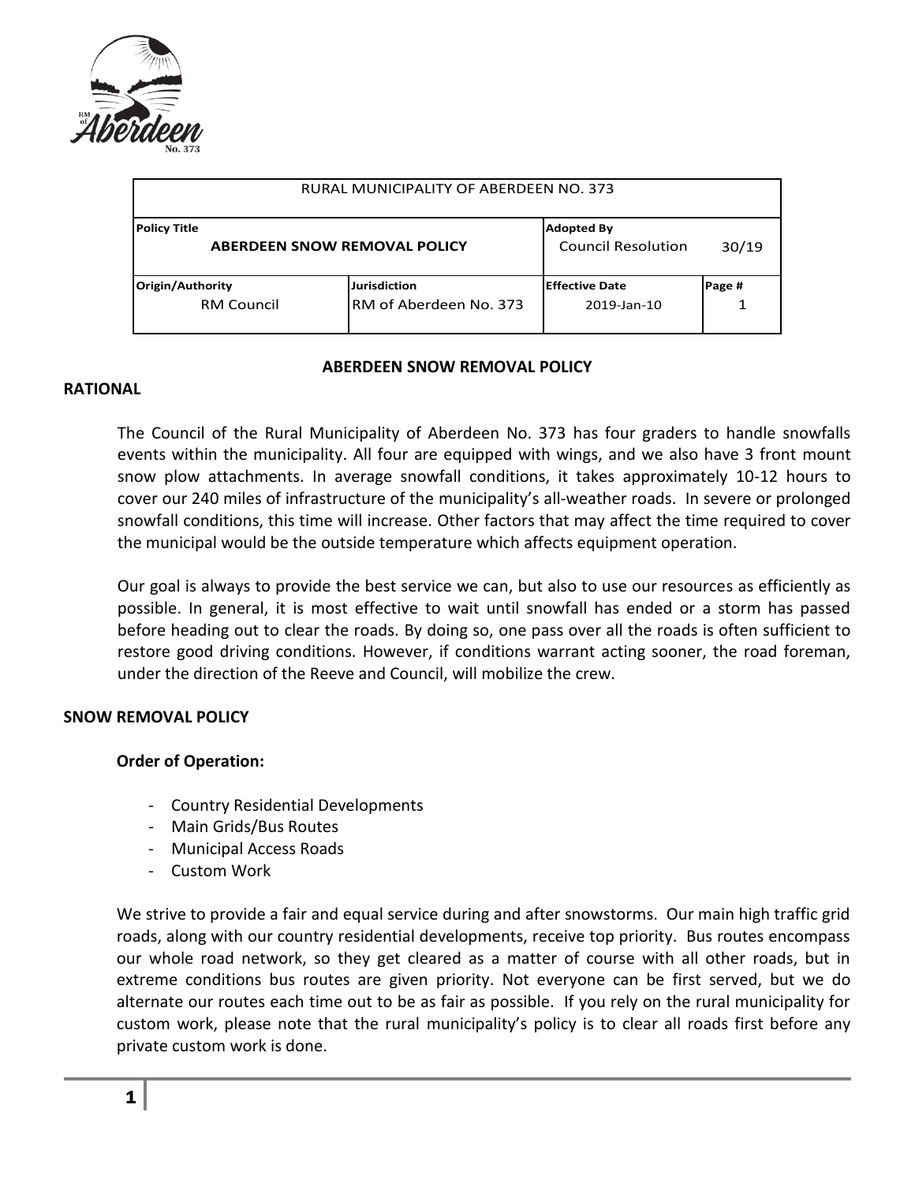| RURAL MUNICIPALITY OF ABERDEEN NO. 373 | | | |
| --- | --- | --- | --- |
| **Policy Title**<br>**ABERDEEN SNOW REMOVAL POLICY** | | **Adopted By**<br>Council Resolution 30/19 | |
| **Origin/Authority**<br>RM Council | **Jurisdiction**<br>RM of Aberdeen No. 373 | **Effective Date**<br>2019-Jan-10 | **Page #**<br>1 |

## ABERDEEN SNOW REMOVAL POLICY

### RATIONAL

The Council of the Rural Municipality of Aberdeen No. 373 has four graders to handle snowfalls events within the municipality. All four are equipped with wings, and we also have 3 front mount snow plow attachments. In average snowfall conditions, it takes approximately 10-12 hours to cover our 240 miles of infrastructure of the municipality's all-weather roads. In severe or prolonged snowfall conditions, this time will increase. Other factors that may affect the time required to cover the municipal would be the outside temperature which affects equipment operation.

Our goal is always to provide the best service we can, but also to use our resources as efficiently as possible. In general, it is most effective to wait until snowfall has ended or a storm has passed before heading out to clear the roads. By doing so, one pass over all the roads is often sufficient to restore good driving conditions. However, if conditions warrant acting sooner, the road foreman, under the direction of the Reeve and Council, will mobilize the crew.

### SNOW REMOVAL POLICY

#### Order of Operation:

- Country Residential Developments
- Main Grids/Bus Routes
- Municipal Access Roads
- Custom Work

We strive to provide a fair and equal service during and after snowstorms. Our main high traffic grid roads, along with our country residential developments, receive top priority. Bus routes encompass our whole road network, so they get cleared as a matter of course with all other roads, but in extreme conditions bus routes are given priority. Not everyone can be first served, but we do alternate our routes each time out to be as fair as possible. If you rely on the rural municipality for custom work, please note that the rural municipality's policy is to clear all roads first before any private custom work is done.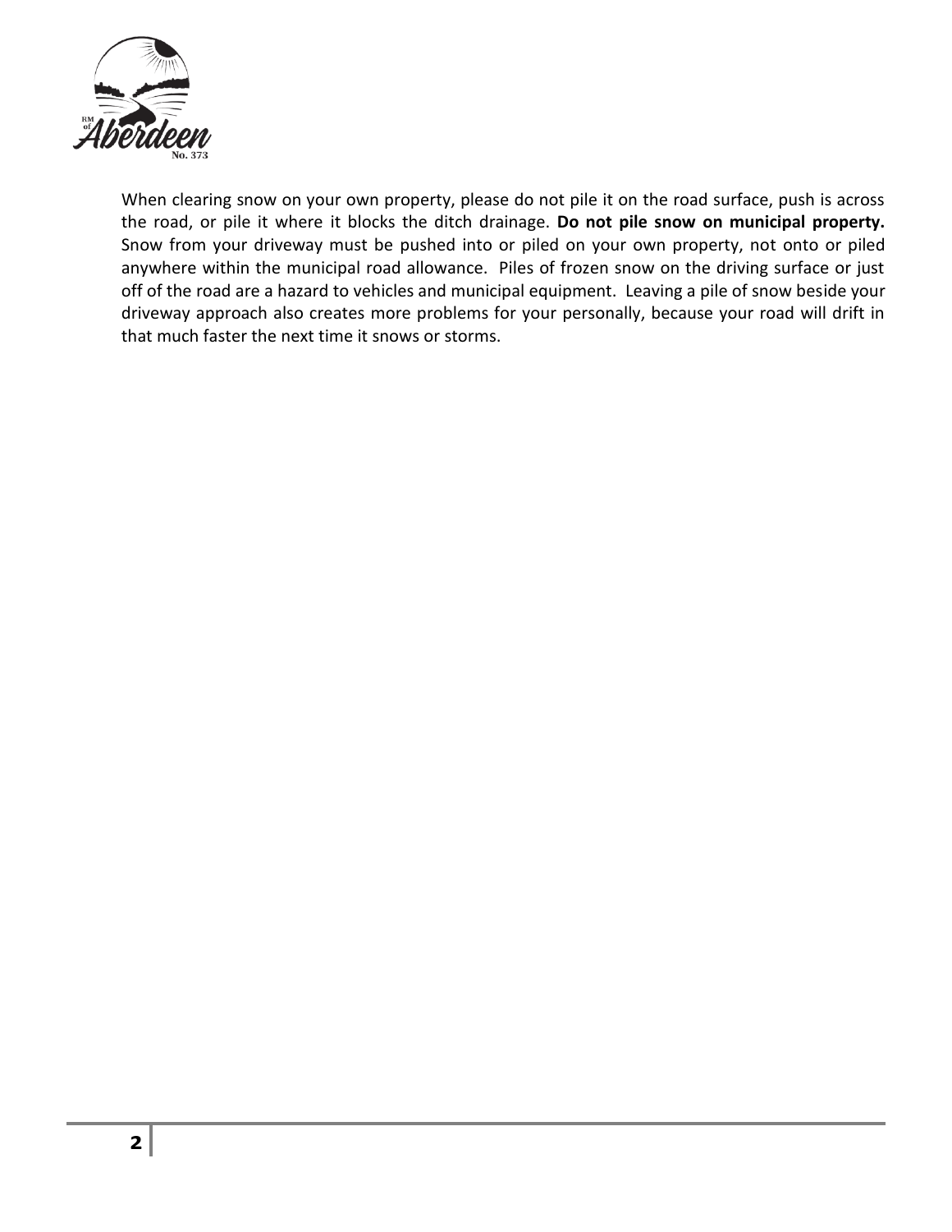When clearing snow on your own property, please do not pile it on the road surface, push is across the road, or pile it where it blocks the ditch drainage. **Do not pile snow on municipal property.** Snow from your driveway must be pushed into or piled on your own property, not onto or piled anywhere within the municipal road allowance. Piles of frozen snow on the driving surface or just off of the road are a hazard to vehicles and municipal equipment. Leaving a pile of snow beside your driveway approach also creates more problems for your personally, because your road will drift in that much faster the next time it snows or storms.